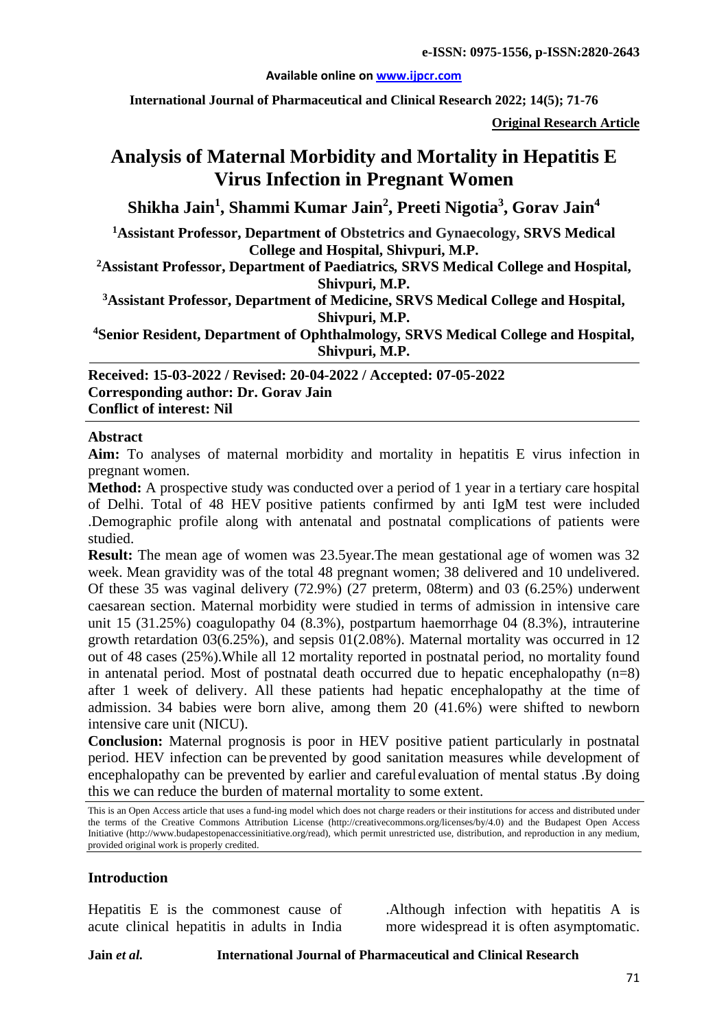**Available online on www.ijpcr.com**

**International Journal of Pharmaceutical and Clinical Research 2022; 14(5); 71-76**

**Original Research Article**

# Analysis of Maternal Morbidity and Mortality in Hepatitis E Virus Infection in Pregnant Women

**Shikha Jain[1], Shammi Kumar Jain[2], Preeti Nigotia[3], Gorav Jain[4]**

[1]**Assistant Professor, Department of Obstetrics and Gynaecology, SRVS Medical College and Hospital, Shivpuri, M.P.**

[2]**Assistant Professor, Department of Paediatrics, SRVS Medical College and Hospital, Shivpuri, M.P.**

[3]**Assistant Professor, Department of Medicine, SRVS Medical College and Hospital, Shivpuri, M.P.**

[4]**Senior Resident, Department of Ophthalmology, SRVS Medical College and Hospital, Shivpuri, M.P.**

**Received: 15-03-2022 / Revised: 20-04-2022 / Accepted: 07-05-2022**
**Corresponding author: Dr. Gorav Jain**
**Conflict of interest: Nil**

## Abstract

**Aim:** To analyses of maternal morbidity and mortality in hepatitis E virus infection in pregnant women.

**Method:** A prospective study was conducted over a period of 1 year in a tertiary care hospital of Delhi. Total of 48 HEV positive patients confirmed by anti IgM test were included .Demographic profile along with antenatal and postnatal complications of patients were studied.

**Result:** The mean age of women was 23.5year.The mean gestational age of women was 32 week. Mean gravidity was of the total 48 pregnant women; 38 delivered and 10 undelivered. Of these 35 was vaginal delivery (72.9%) (27 preterm, 08term) and 03 (6.25%) underwent caesarean section. Maternal morbidity were studied in terms of admission in intensive care unit 15 (31.25%) coagulopathy 04 (8.3%), postpartum haemorrhage 04 (8.3%), intrauterine growth retardation 03(6.25%), and sepsis 01(2.08%). Maternal mortality was occurred in 12 out of 48 cases (25%).While all 12 mortality reported in postnatal period, no mortality found in antenatal period. Most of postnatal death occurred due to hepatic encephalopathy (n=8) after 1 week of delivery. All these patients had hepatic encephalopathy at the time of admission. 34 babies were born alive, among them 20 (41.6%) were shifted to newborn intensive care unit (NICU).

**Conclusion:** Maternal prognosis is poor in HEV positive patient particularly in postnatal period. HEV infection can be prevented by good sanitation measures while development of encephalopathy can be prevented by earlier and careful evaluation of mental status .By doing this we can reduce the burden of maternal mortality to some extent.

This is an Open Access article that uses a fund-ing model which does not charge readers or their institutions for access and distributed under the terms of the Creative Commons Attribution License (http://creativecommons.org/licenses/by/4.0) and the Budapest Open Access Initiative (http://www.budapestopenaccessinitiative.org/read), which permit unrestricted use, distribution, and reproduction in any medium, provided original work is properly credited.

## Introduction

Hepatitis E is the commonest cause of acute clinical hepatitis in adults in India .Although infection with hepatitis A is more widespread it is often asymptomatic.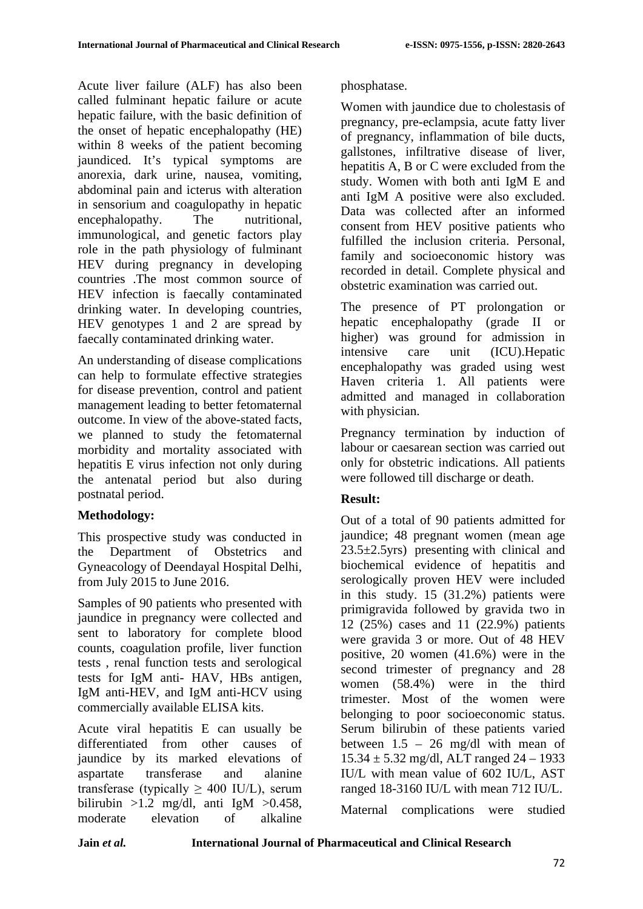Acute liver failure (ALF) has also been called fulminant hepatic failure or acute hepatic failure, with the basic definition of the onset of hepatic encephalopathy (HE) within 8 weeks of the patient becoming jaundiced. It's typical symptoms are anorexia, dark urine, nausea, vomiting, abdominal pain and icterus with alteration in sensorium and coagulopathy in hepatic encephalopathy. The nutritional, immunological, and genetic factors play role in the path physiology of fulminant HEV during pregnancy in developing countries .The most common source of HEV infection is faecally contaminated drinking water. In developing countries, HEV genotypes 1 and 2 are spread by faecally contaminated drinking water.

An understanding of disease complications can help to formulate effective strategies for disease prevention, control and patient management leading to better fetomaternal outcome. In view of the above-stated facts, we planned to study the fetomaternal morbidity and mortality associated with hepatitis E virus infection not only during the antenatal period but also during postnatal period.

**Methodology:**

This prospective study was conducted in the Department of Obstetrics and Gyneacology of Deendayal Hospital Delhi, from July 2015 to June 2016.

Samples of 90 patients who presented with jaundice in pregnancy were collected and sent to laboratory for complete blood counts, coagulation profile, liver function tests , renal function tests and serological tests for IgM anti- HAV, HBs antigen, IgM anti-HEV, and IgM anti-HCV using commercially available ELISA kits.

Acute viral hepatitis E can usually be differentiated from other causes of jaundice by its marked elevations of aspartate transferase and alanine transferase (typically $\geq$ 400 IU/L), serum bilirubin >1.2 mg/dl, anti IgM >0.458, moderate elevation of alkaline phosphatase.

Women with jaundice due to cholestasis of pregnancy, pre-eclampsia, acute fatty liver of pregnancy, inflammation of bile ducts, gallstones, infiltrative disease of liver, hepatitis A, B or C were excluded from the study. Women with both anti IgM E and anti IgM A positive were also excluded. Data was collected after an informed consent from HEV positive patients who fulfilled the inclusion criteria. Personal, family and socioeconomic history was recorded in detail. Complete physical and obstetric examination was carried out.

The presence of PT prolongation or hepatic encephalopathy (grade II or higher) was ground for admission in intensive care unit (ICU).Hepatic encephalopathy was graded using west Haven criteria 1. All patients were admitted and managed in collaboration with physician.

Pregnancy termination by induction of labour or caesarean section was carried out only for obstetric indications. All patients were followed till discharge or death.

**Result:**

Out of a total of 90 patients admitted for jaundice; 48 pregnant women (mean age 23.5±2.5yrs) presenting with clinical and biochemical evidence of hepatitis and serologically proven HEV were included in this study. 15 (31.2%) patients were primigravida followed by gravida two in 12 (25%) cases and 11 (22.9%) patients were gravida 3 or more. Out of 48 HEV positive, 20 women (41.6%) were in the second trimester of pregnancy and 28 women (58.4%) were in the third trimester. Most of the women were belonging to poor socioeconomic status. Serum bilirubin of these patients varied between 1.5 – 26 mg/dl with mean of 15.34 ± 5.32 mg/dl, ALT ranged 24 – 1933 IU/L with mean value of 602 IU/L, AST ranged 18-3160 IU/L with mean 712 IU/L.

Maternal complications were studied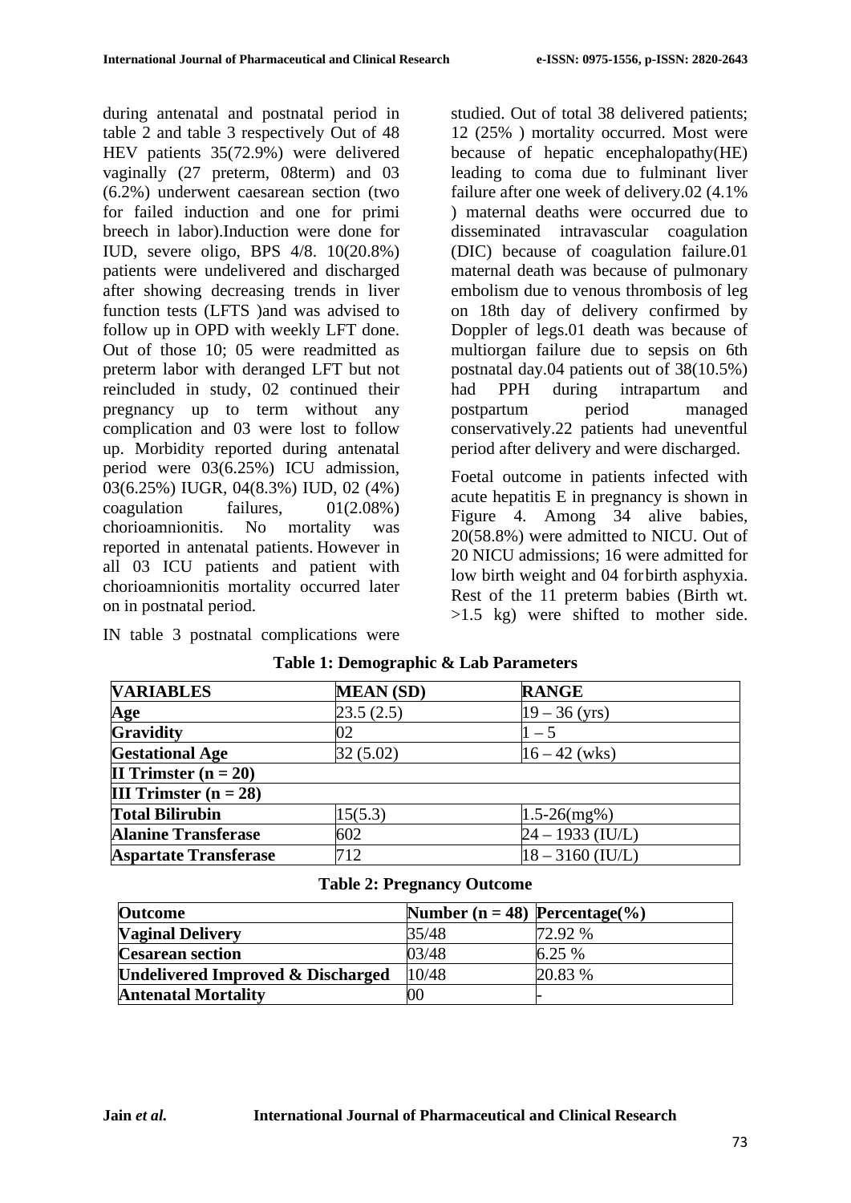during antenatal and postnatal period in table 2 and table 3 respectively Out of 48 HEV patients 35(72.9%) were delivered vaginally (27 preterm, 08term) and 03 (6.2%) underwent caesarean section (two for failed induction and one for primi breech in labor).Induction were done for IUD, severe oligo, BPS 4/8. 10(20.8%) patients were undelivered and discharged after showing decreasing trends in liver function tests (LFTS )and was advised to follow up in OPD with weekly LFT done. Out of those 10; 05 were readmitted as preterm labor with deranged LFT but not reincluded in study, 02 continued their pregnancy up to term without any complication and 03 were lost to follow up. Morbidity reported during antenatal period were 03(6.25%) ICU admission, 03(6.25%) IUGR, 04(8.3%) IUD, 02 (4%) coagulation failures, 01(2.08%) chorioamnionitis. No mortality was reported in antenatal patients. However in all 03 ICU patients and patient with chorioamnionitis mortality occurred later on in postnatal period.

IN table 3 postnatal complications were studied. Out of total 38 delivered patients; 12 (25% ) mortality occurred. Most were because of hepatic encephalopathy(HE) leading to coma due to fulminant liver failure after one week of delivery.02 (4.1% ) maternal deaths were occurred due to disseminated intravascular coagulation (DIC) because of coagulation failure.01 maternal death was because of pulmonary embolism due to venous thrombosis of leg on 18th day of delivery confirmed by Doppler of legs.01 death was because of multiorgan failure due to sepsis on 6th postnatal day.04 patients out of 38(10.5%) had PPH during intrapartum and postpartum period managed conservatively.22 patients had uneventful period after delivery and were discharged.

Foetal outcome in patients infected with acute hepatitis E in pregnancy is shown in Figure 4. Among 34 alive babies, 20(58.8%) were admitted to NICU. Out of 20 NICU admissions; 16 were admitted for low birth weight and 04 for birth asphyxia. Rest of the 11 preterm babies (Birth wt. >1.5 kg) were shifted to mother side.

**Table 1: Demographic & Lab Parameters**

| VARIABLES | MEAN (SD) | RANGE |
|---|---|---|
| **Age** | 23.5 (2.5) | 19 – 36 (yrs) |
| **Gravidity** | 02 | 1 – 5 |
| **Gestational Age** | 32 (5.02) | 16 – 42 (wks) |
| **II Trimster (n = 20)** | | |
| **III Trimster (n = 28)** | | |
| **Total Bilirubin** | 15(5.3) | 1.5-26(mg%) |
| **Alanine Transferase** | 602 | 24 – 1933 (IU/L) |
| **Aspartate Transferase** | 712 | 18 – 3160 (IU/L) |

**Table 2: Pregnancy Outcome**

| Outcome | Number (n = 48) | Percentage(%) |
|---|---|---|
| **Vaginal Delivery** | 35/48 | 72.92 % |
| **Cesarean section** | 03/48 | 6.25 % |
| **Undelivered Improved & Discharged** | 10/48 | 20.83 % |
| **Antenatal Mortality** | 00 | - |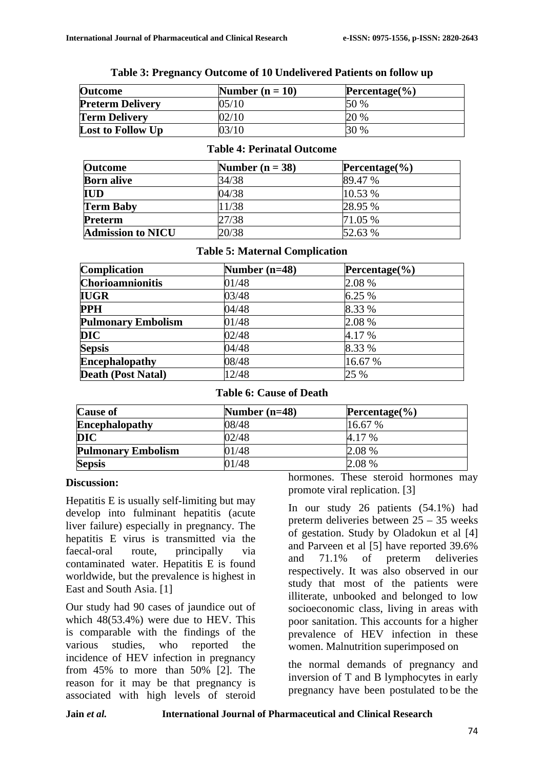**Table 3: Pregnancy Outcome of 10 Undelivered Patients on follow up**

| Outcome | Number (n = 10) | Percentage(%) |
|---|---|---|
| **Preterm Delivery** | 05/10 | 50 % |
| **Term Delivery** | 02/10 | 20 % |
| **Lost to Follow Up** | 03/10 | 30 % |

**Table 4: Perinatal Outcome**

| Outcome | Number (n = 38) | Percentage(%) |
|---|---|---|
| **Born alive** | 34/38 | 89.47 % |
| **IUD** | 04/38 | 10.53 % |
| **Term Baby** | 11/38 | 28.95 % |
| **Preterm** | 27/38 | 71.05 % |
| **Admission to NICU** | 20/38 | 52.63 % |

**Table 5: Maternal Complication**

| Complication | Number (n=48) | Percentage(%) |
|---|---|---|
| **Chorioamnionitis** | 01/48 | 2.08 % |
| **IUGR** | 03/48 | 6.25 % |
| **PPH** | 04/48 | 8.33 % |
| **Pulmonary Embolism** | 01/48 | 2.08 % |
| **DIC** | 02/48 | 4.17 % |
| **Sepsis** | 04/48 | 8.33 % |
| **Encephalopathy** | 08/48 | 16.67 % |
| **Death (Post Natal)** | 12/48 | 25 % |

**Table 6: Cause of Death**

| Cause of | Number (n=48) | Percentage(%) |
|---|---|---|
| **Encephalopathy** | 08/48 | 16.67 % |
| **DIC** | 02/48 | 4.17 % |
| **Pulmonary Embolism** | 01/48 | 2.08 % |
| **Sepsis** | 01/48 | 2.08 % |

**Discussion:**

Hepatitis E is usually self-limiting but may develop into fulminant hepatitis (acute liver failure) especially in pregnancy. The hepatitis E virus is transmitted via the faecal-oral route, principally via contaminated water. Hepatitis E is found worldwide, but the prevalence is highest in East and South Asia. [1]

Our study had 90 cases of jaundice out of which 48(53.4%) were due to HEV. This is comparable with the findings of the various studies, who reported the incidence of HEV infection in pregnancy from 45% to more than 50% [2]. The reason for it may be that pregnancy is associated with high levels of steroid hormones. These steroid hormones may promote viral replication. [3]

In our study 26 patients (54.1%) had preterm deliveries between 25 – 35 weeks of gestation. Study by Oladokun et al [4] and Parveen et al [5] have reported 39.6% and 71.1% of preterm deliveries respectively. It was also observed in our study that most of the patients were illiterate, unbooked and belonged to low socioeconomic class, living in areas with poor sanitation. This accounts for a higher prevalence of HEV infection in these women. Malnutrition superimposed on the normal demands of pregnancy and inversion of T and B lymphocytes in early pregnancy have been postulated to be the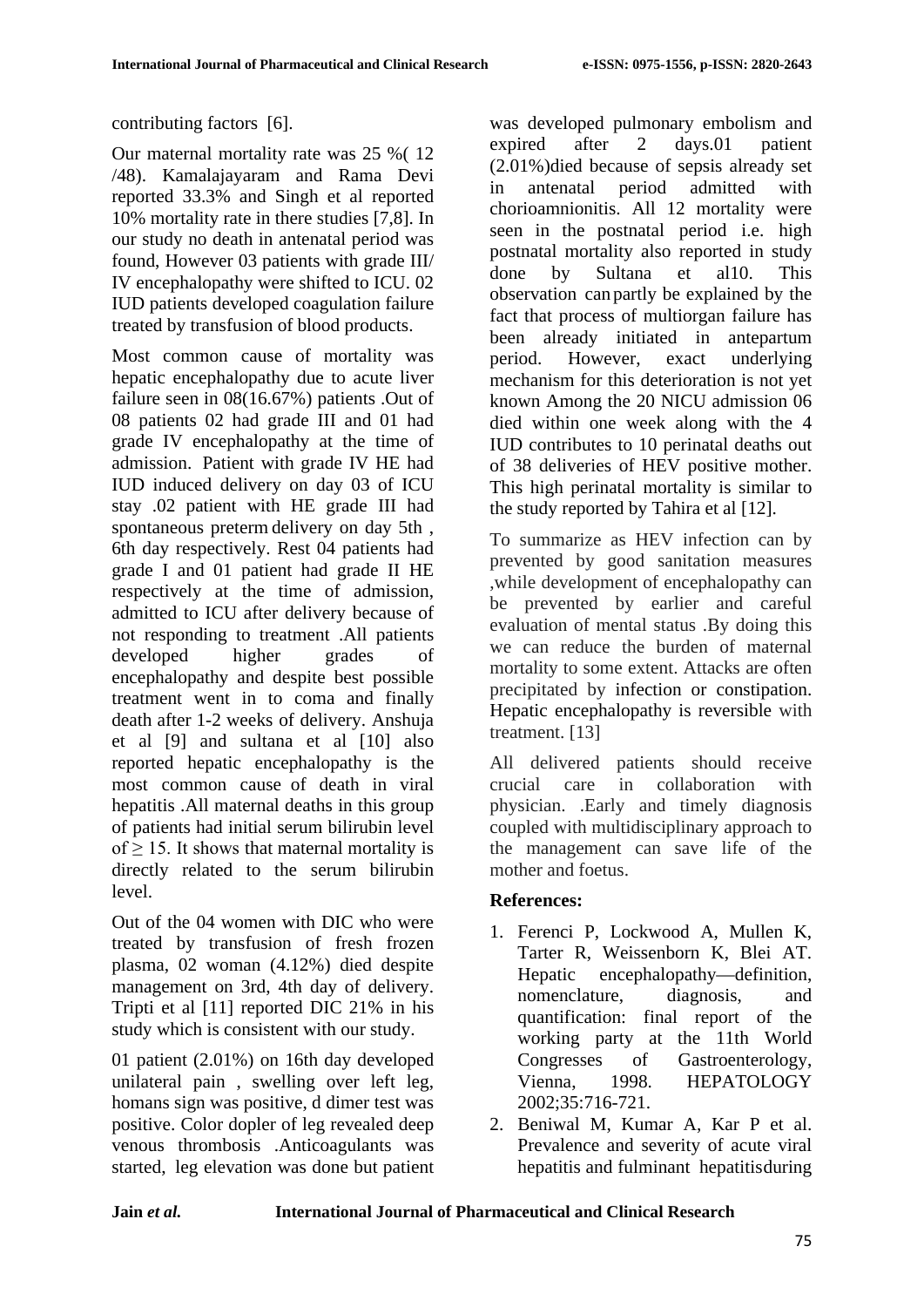contributing factors [6].

Our maternal mortality rate was 25 %( 12 /48). Kamalajayaram and Rama Devi reported 33.3% and Singh et al reported 10% mortality rate in there studies [7,8]. In our study no death in antenatal period was found, However 03 patients with grade III/ IV encephalopathy were shifted to ICU. 02 IUD patients developed coagulation failure treated by transfusion of blood products.

Most common cause of mortality was hepatic encephalopathy due to acute liver failure seen in 08(16.67%) patients .Out of 08 patients 02 had grade III and 01 had grade IV encephalopathy at the time of admission. Patient with grade IV HE had IUD induced delivery on day 03 of ICU stay .02 patient with HE grade III had spontaneous preterm delivery on day 5th , 6th day respectively. Rest 04 patients had grade I and 01 patient had grade II HE respectively at the time of admission, admitted to ICU after delivery because of not responding to treatment .All patients developed higher grades of encephalopathy and despite best possible treatment went in to coma and finally death after 1-2 weeks of delivery. Anshuja et al [9] and sultana et al [10] also reported hepatic encephalopathy is the most common cause of death in viral hepatitis .All maternal deaths in this group of patients had initial serum bilirubin level of $\geq 15$. It shows that maternal mortality is directly related to the serum bilirubin level.

Out of the 04 women with DIC who were treated by transfusion of fresh frozen plasma, 02 woman (4.12%) died despite management on 3rd, 4th day of delivery. Tripti et al [11] reported DIC 21% in his study which is consistent with our study.

01 patient (2.01%) on 16th day developed unilateral pain , swelling over left leg, homans sign was positive, d dimer test was positive. Color dopler of leg revealed deep venous thrombosis .Anticoagulants was started, leg elevation was done but patient was developed pulmonary embolism and expired after 2 days.01 patient (2.01%)died because of sepsis already set in antenatal period admitted with chorioamnionitis. All 12 mortality were seen in the postnatal period i.e. high postnatal mortality also reported in study done by Sultana et al10. This observation can partly be explained by the fact that process of multiorgan failure has been already initiated in antepartum period. However, exact underlying mechanism for this deterioration is not yet known Among the 20 NICU admission 06 died within one week along with the 4 IUD contributes to 10 perinatal deaths out of 38 deliveries of HEV positive mother. This high perinatal mortality is similar to the study reported by Tahira et al [12].

To summarize as HEV infection can by prevented by good sanitation measures ,while development of encephalopathy can be prevented by earlier and careful evaluation of mental status .By doing this we can reduce the burden of maternal mortality to some extent. Attacks are often precipitated by infection or constipation. Hepatic encephalopathy is reversible with treatment. [13]

All delivered patients should receive crucial care in collaboration with physician. .Early and timely diagnosis coupled with multidisciplinary approach to the management can save life of the mother and foetus.

## References:

1. Ferenci P, Lockwood A, Mullen K, Tarter R, Weissenborn K, Blei AT. Hepatic encephalopathy—definition, nomenclature, diagnosis, and quantification: final report of the working party at the 11th World Congresses of Gastroenterology, Vienna, 1998. HEPATOLOGY 2002;35:716-721.
2. Beniwal M, Kumar A, Kar P et al. Prevalence and severity of acute viral hepatitis and fulminant hepatitisduring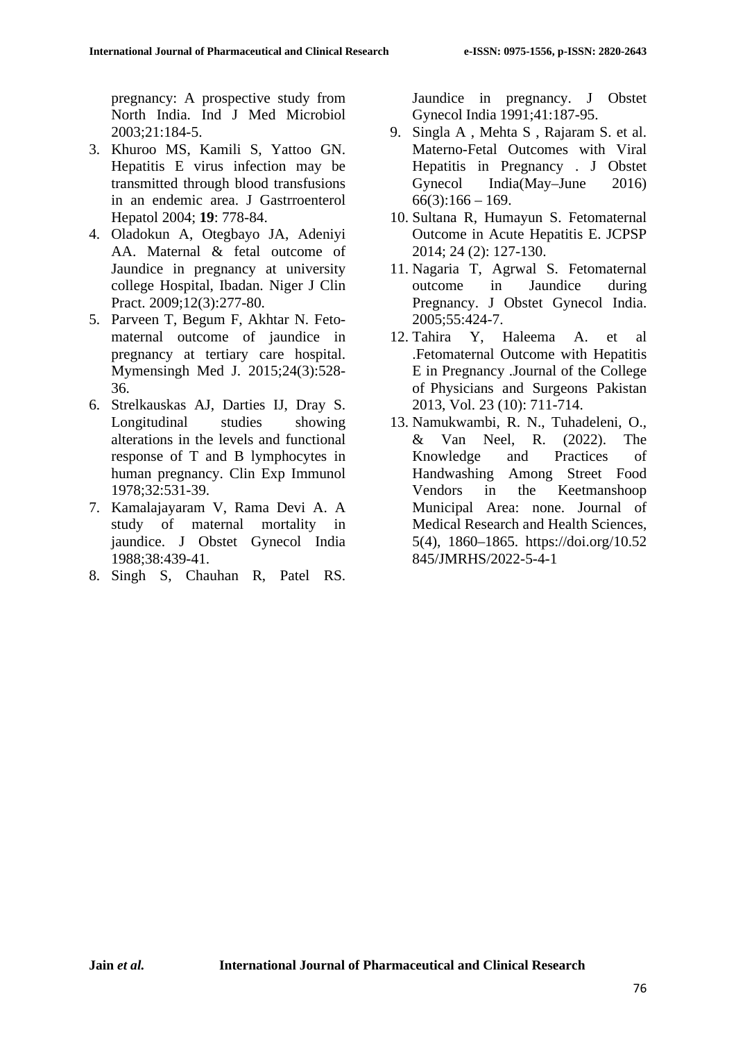pregnancy: A prospective study from North India. Ind J Med Microbiol 2003;21:184-5.

3. Khuroo MS, Kamili S, Yattoo GN. Hepatitis E virus infection may be transmitted through blood transfusions in an endemic area. J Gastrroenterol Hepatol 2004; **19**: 778-84.
4. Oladokun A, Otegbayo JA, Adeniyi AA. Maternal & fetal outcome of Jaundice in pregnancy at university college Hospital, Ibadan. Niger J Clin Pract. 2009;12(3):277-80.
5. Parveen T, Begum F, Akhtar N. Feto-maternal outcome of jaundice in pregnancy at tertiary care hospital. Mymensingh Med J. 2015;24(3):528-36.
6. Strelkauskas AJ, Darties IJ, Dray S. Longitudinal studies showing alterations in the levels and functional response of T and B lymphocytes in human pregnancy. Clin Exp Immunol 1978;32:531-39.
7. Kamalajayaram V, Rama Devi A. A study of maternal mortality in jaundice. J Obstet Gynecol India 1988;38:439-41.
8. Singh S, Chauhan R, Patel RS. Jaundice in pregnancy. J Obstet Gynecol India 1991;41:187-95.
9. Singla A , Mehta S , Rajaram S. et al. Materno-Fetal Outcomes with Viral Hepatitis in Pregnancy . J Obstet Gynecol India(May–June 2016) 66(3):166 – 169.
10. Sultana R, Humayun S. Fetomaternal Outcome in Acute Hepatitis E. JCPSP 2014; 24 (2): 127-130.
11. Nagaria T, Agrwal S. Fetomaternal outcome in Jaundice during Pregnancy. J Obstet Gynecol India. 2005;55:424-7.
12. Tahira Y, Haleema A. et al .Fetomaternal Outcome with Hepatitis E in Pregnancy .Journal of the College of Physicians and Surgeons Pakistan 2013, Vol. 23 (10): 711-714.
13. Namukwambi, R. N., Tuhadeleni, O., & Van Neel, R. (2022). The Knowledge and Practices of Handwashing Among Street Food Vendors in the Keetmanshoop Municipal Area: none. Journal of Medical Research and Health Sciences, 5(4), 1860–1865. https://doi.org/10.52845/JMRHS/2022-5-4-1